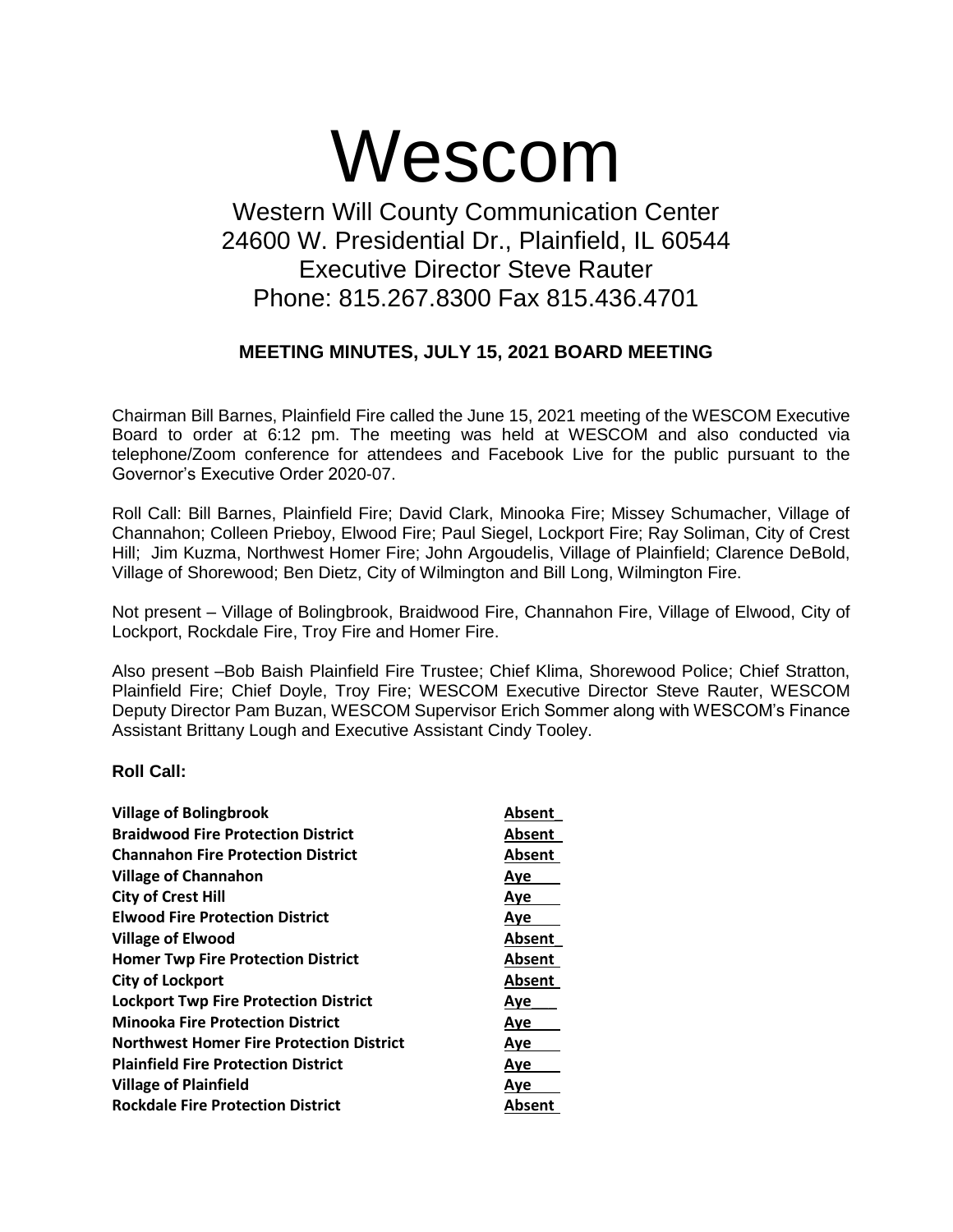# Wescom

## Western Will County Communication Center
## 24600 W. Presidential Dr., Plainfield, IL 60544
## Executive Director Steve Rauter
## Phone: 815.267.8300 Fax 815.436.4701

### MEETING MINUTES, JULY 15, 2021 BOARD MEETING

Chairman Bill Barnes, Plainfield Fire called the June 15, 2021 meeting of the WESCOM Executive Board to order at 6:12 pm. The meeting was held at WESCOM and also conducted via telephone/Zoom conference for attendees and Facebook Live for the public pursuant to the Governor's Executive Order 2020-07.

Roll Call: Bill Barnes, Plainfield Fire; David Clark, Minooka Fire; Missey Schumacher, Village of Channahon; Colleen Prieboy, Elwood Fire; Paul Siegel, Lockport Fire; Ray Soliman, City of Crest Hill; Jim Kuzma, Northwest Homer Fire; John Argoudelis, Village of Plainfield; Clarence DeBold, Village of Shorewood; Ben Dietz, City of Wilmington and Bill Long, Wilmington Fire.

Not present – Village of Bolingbrook, Braidwood Fire, Channahon Fire, Village of Elwood, City of Lockport, Rockdale Fire, Troy Fire and Homer Fire.

Also present –Bob Baish Plainfield Fire Trustee; Chief Klima, Shorewood Police; Chief Stratton, Plainfield Fire; Chief Doyle, Troy Fire; WESCOM Executive Director Steve Rauter, WESCOM Deputy Director Pam Buzan, WESCOM Supervisor Erich Sommer along with WESCOM's Finance Assistant Brittany Lough and Executive Assistant Cindy Tooley.

**Roll Call:**

| | |
|---|---|
| **Village of Bolingbrook** | Absent |
| **Braidwood Fire Protection District** | Absent |
| **Channahon Fire Protection District** | Absent |
| **Village of Channahon** | Aye |
| **City of Crest Hill** | Aye |
| **Elwood Fire Protection District** | Aye |
| **Village of Elwood** | Absent |
| **Homer Twp Fire Protection District** | Absent |
| **City of Lockport** | Absent |
| **Lockport Twp Fire Protection District** | Aye |
| **Minooka Fire Protection District** | Aye |
| **Northwest Homer Fire Protection District** | Aye |
| **Plainfield Fire Protection District** | Aye |
| **Village of Plainfield** | Aye |
| **Rockdale Fire Protection District** | Absent |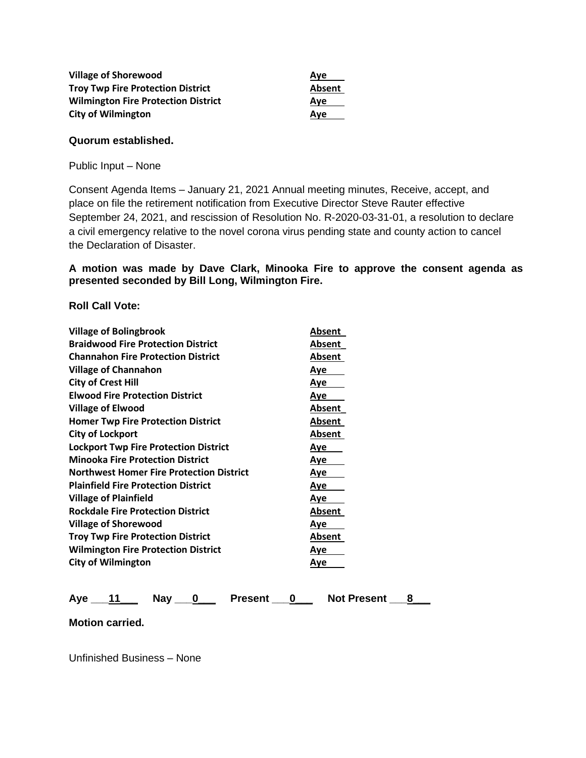| | |
|---|---|
| **Village of Shorewood** | Aye |
| **Troy Twp Fire Protection District** | Absent |
| **Wilmington Fire Protection District** | Aye |
| **City of Wilmington** | Aye |

**Quorum established.**

Public Input – None

Consent Agenda Items – January 21, 2021 Annual meeting minutes, Receive, accept, and place on file the retirement notification from Executive Director Steve Rauter effective September 24, 2021, and rescission of Resolution No. R-2020-03-31-01, a resolution to declare a civil emergency relative to the novel corona virus pending state and county action to cancel the Declaration of Disaster.

**A motion was made by Dave Clark, Minooka Fire to approve the consent agenda as presented seconded by Bill Long, Wilmington Fire.**

**Roll Call Vote:**

| | |
|---|---|
| **Village of Bolingbrook** | Absent |
| **Braidwood Fire Protection District** | Absent |
| **Channahon Fire Protection District** | Absent |
| **Village of Channahon** | Aye |
| **City of Crest Hill** | Aye |
| **Elwood Fire Protection District** | Aye |
| **Village of Elwood** | Absent |
| **Homer Twp Fire Protection District** | Absent |
| **City of Lockport** | Absent |
| **Lockport Twp Fire Protection District** | Aye |
| **Minooka Fire Protection District** | Aye |
| **Northwest Homer Fire Protection District** | Aye |
| **Plainfield Fire Protection District** | Aye |
| **Village of Plainfield** | Aye |
| **Rockdale Fire Protection District** | Absent |
| **Village of Shorewood** | Aye |
| **Troy Twp Fire Protection District** | Absent |
| **Wilmington Fire Protection District** | Aye |
| **City of Wilmington** | Aye |

**Aye \_\_\_11\_\_\_ Nay \_\_\_0\_\_\_ Present \_\_\_0\_\_\_ Not Present \_\_\_8\_\_\_**

**Motion carried.**

Unfinished Business – None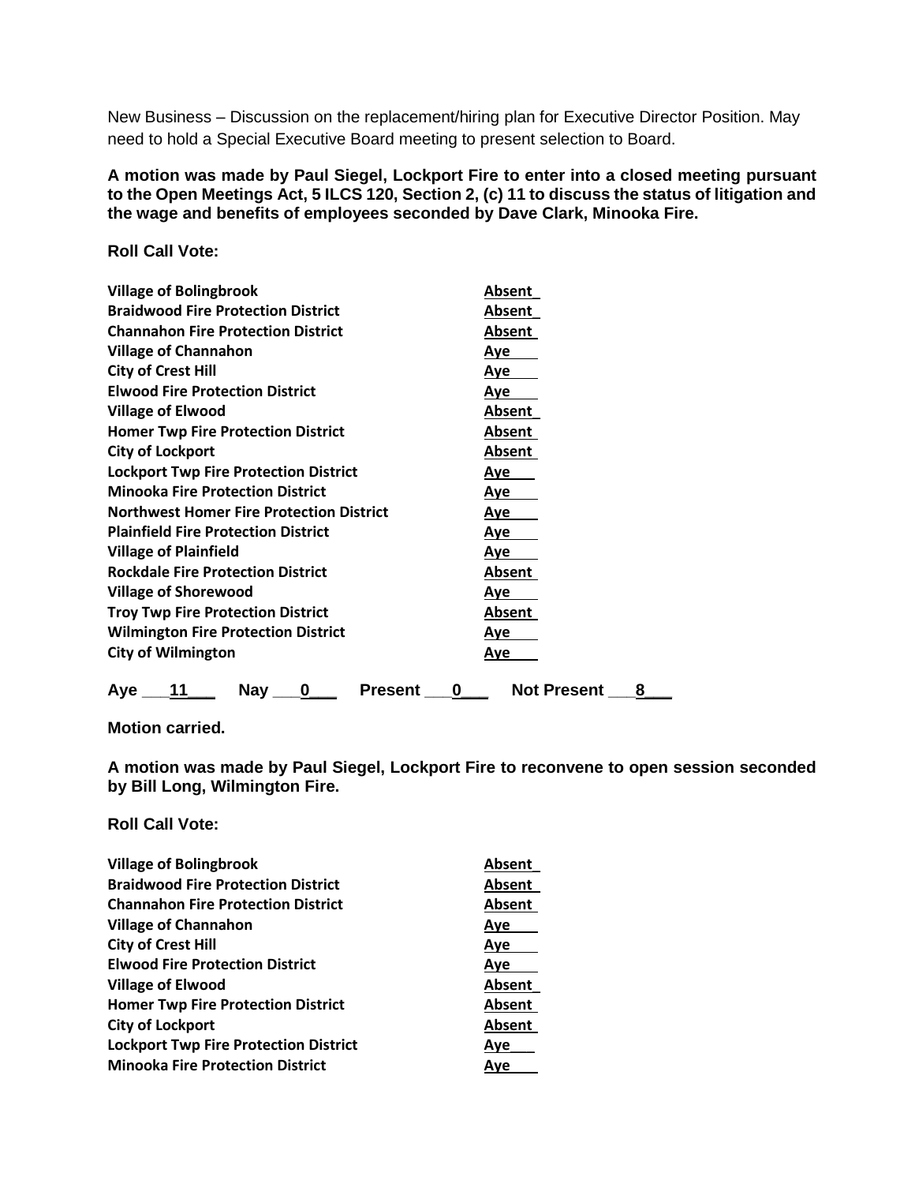New Business – Discussion on the replacement/hiring plan for Executive Director Position. May need to hold a Special Executive Board meeting to present selection to Board.

**A motion was made by Paul Siegel, Lockport Fire to enter into a closed meeting pursuant to the Open Meetings Act, 5 ILCS 120, Section 2, (c) 11 to discuss the status of litigation and the wage and benefits of employees seconded by Dave Clark, Minooka Fire.**

**Roll Call Vote:**

| | |
|---|---|
| **Village of Bolingbrook** | **Absent** |
| **Braidwood Fire Protection District** | **Absent** |
| **Channahon Fire Protection District** | **Absent** |
| **Village of Channahon** | **Aye** |
| **City of Crest Hill** | **Aye** |
| **Elwood Fire Protection District** | **Aye** |
| **Village of Elwood** | **Absent** |
| **Homer Twp Fire Protection District** | **Absent** |
| **City of Lockport** | **Absent** |
| **Lockport Twp Fire Protection District** | **Aye** |
| **Minooka Fire Protection District** | **Aye** |
| **Northwest Homer Fire Protection District** | **Aye** |
| **Plainfield Fire Protection District** | **Aye** |
| **Village of Plainfield** | **Aye** |
| **Rockdale Fire Protection District** | **Absent** |
| **Village of Shorewood** | **Aye** |
| **Troy Twp Fire Protection District** | **Absent** |
| **Wilmington Fire Protection District** | **Aye** |
| **City of Wilmington** | **Aye** |

**Aye \_\_\_11\_\_\_ Nay \_\_\_0\_\_\_ Present \_\_\_0\_\_\_ Not Present \_\_\_8\_\_\_**

**Motion carried.**

**A motion was made by Paul Siegel, Lockport Fire to reconvene to open session seconded by Bill Long, Wilmington Fire.**

**Roll Call Vote:**

| | |
|---|---|
| **Village of Bolingbrook** | **Absent** |
| **Braidwood Fire Protection District** | **Absent** |
| **Channahon Fire Protection District** | **Absent** |
| **Village of Channahon** | **Aye** |
| **City of Crest Hill** | **Aye** |
| **Elwood Fire Protection District** | **Aye** |
| **Village of Elwood** | **Absent** |
| **Homer Twp Fire Protection District** | **Absent** |
| **City of Lockport** | **Absent** |
| **Lockport Twp Fire Protection District** | **Aye** |
| **Minooka Fire Protection District** | **Aye** |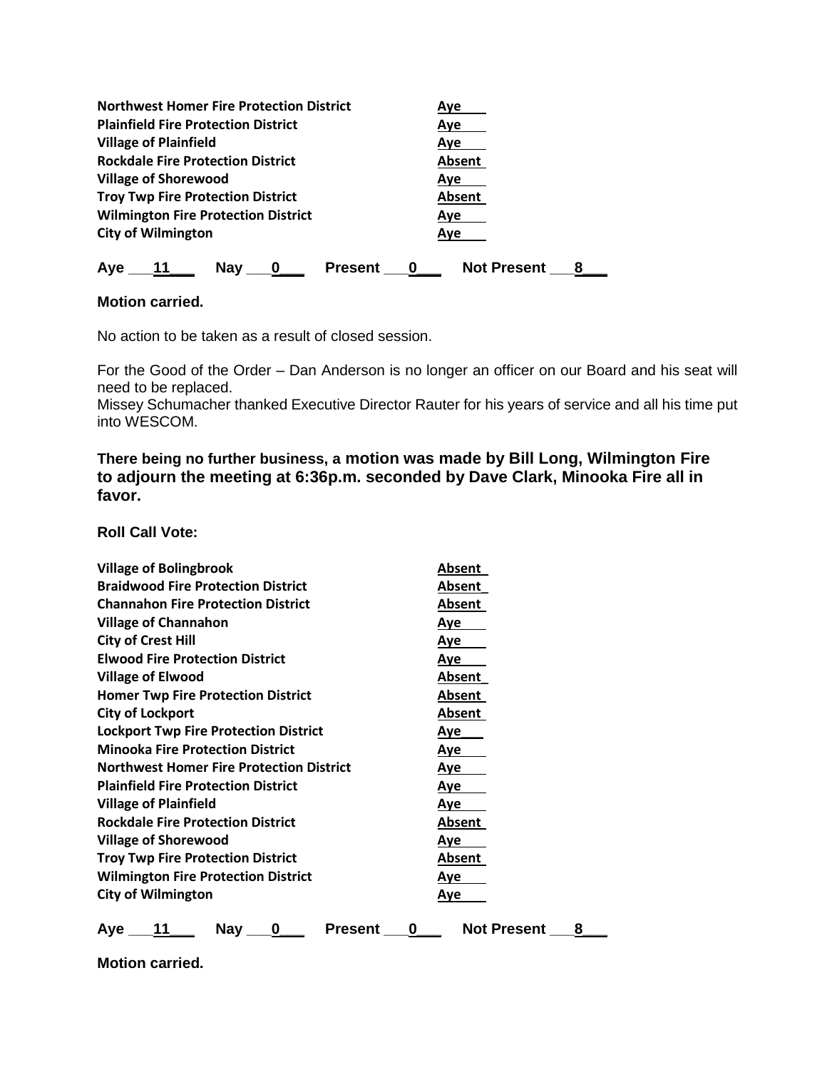| | |
|---|---|
| **Northwest Homer Fire Protection District** | Aye |
| **Plainfield Fire Protection District** | Aye |
| **Village of Plainfield** | Aye |
| **Rockdale Fire Protection District** | Absent |
| **Village of Shorewood** | Aye |
| **Troy Twp Fire Protection District** | Absent |
| **Wilmington Fire Protection District** | Aye |
| **City of Wilmington** | Aye |

**Aye \_\_\_11\_\_\_ Nay \_\_\_0\_\_\_ Present \_\_\_0\_\_\_ Not Present \_\_\_8\_\_\_**

**Motion carried.**

No action to be taken as a result of closed session.

For the Good of the Order – Dan Anderson is no longer an officer on our Board and his seat will need to be replaced.
Missey Schumacher thanked Executive Director Rauter for his years of service and all his time put into WESCOM.

**There being no further business, a motion was made by Bill Long, Wilmington Fire to adjourn the meeting at 6:36p.m. seconded by Dave Clark, Minooka Fire all in favor.**

**Roll Call Vote:**

| | |
|---|---|
| **Village of Bolingbrook** | Absent |
| **Braidwood Fire Protection District** | Absent |
| **Channahon Fire Protection District** | Absent |
| **Village of Channahon** | Aye |
| **City of Crest Hill** | Aye |
| **Elwood Fire Protection District** | Aye |
| **Village of Elwood** | Absent |
| **Homer Twp Fire Protection District** | Absent |
| **City of Lockport** | Absent |
| **Lockport Twp Fire Protection District** | Aye |
| **Minooka Fire Protection District** | Aye |
| **Northwest Homer Fire Protection District** | Aye |
| **Plainfield Fire Protection District** | Aye |
| **Village of Plainfield** | Aye |
| **Rockdale Fire Protection District** | Absent |
| **Village of Shorewood** | Aye |
| **Troy Twp Fire Protection District** | Absent |
| **Wilmington Fire Protection District** | Aye |
| **City of Wilmington** | Aye |

**Aye \_\_\_11\_\_\_ Nay \_\_\_0\_\_\_ Present \_\_\_0\_\_\_ Not Present \_\_\_8\_\_\_**

**Motion carried.**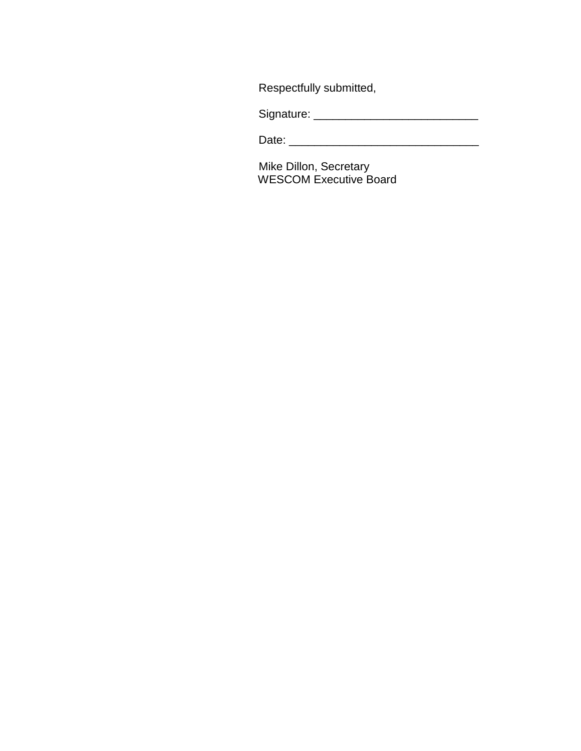Respectfully submitted,

Signature: __________________________

Date: ______________________________

Mike Dillon, Secretary
WESCOM Executive Board